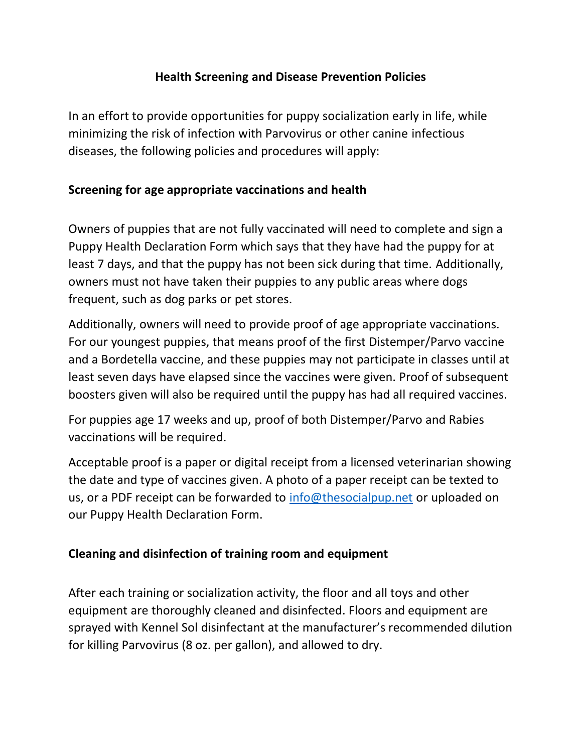# Health Screening and Disease Prevention Policies

In an effort to provide opportunities for puppy socialization early in life, while minimizing the risk of infection with Parvovirus or other canine infectious diseases, the following policies and procedures will apply:

## Screening for age appropriate vaccinations and health

Owners of puppies that are not fully vaccinated will need to complete and sign a Puppy Health Declaration Form which says that they have had the puppy for at least 7 days, and that the puppy has not been sick during that time. Additionally, owners must not have taken their puppies to any public areas where dogs frequent, such as dog parks or pet stores.

Additionally, owners will need to provide proof of age appropriate vaccinations. For our youngest puppies, that means proof of the first Distemper/Parvo vaccine and a Bordetella vaccine, and these puppies may not participate in classes until at least seven days have elapsed since the vaccines were given. Proof of subsequent boosters given will also be required until the puppy has had all required vaccines.

For puppies age 17 weeks and up, proof of both Distemper/Parvo and Rabies vaccinations will be required.

Acceptable proof is a paper or digital receipt from a licensed veterinarian showing the date and type of vaccines given. A photo of a paper receipt can be texted to us, or a PDF receipt can be forwarded to [info@thesocialpup.net](mailto:info@thesocialpup.net) or uploaded on our Puppy Health Declaration Form.

## Cleaning and disinfection of training room and equipment

After each training or socialization activity, the floor and all toys and other equipment are thoroughly cleaned and disinfected. Floors and equipment are sprayed with Kennel Sol disinfectant at the manufacturer's recommended dilution for killing Parvovirus (8 oz. per gallon), and allowed to dry.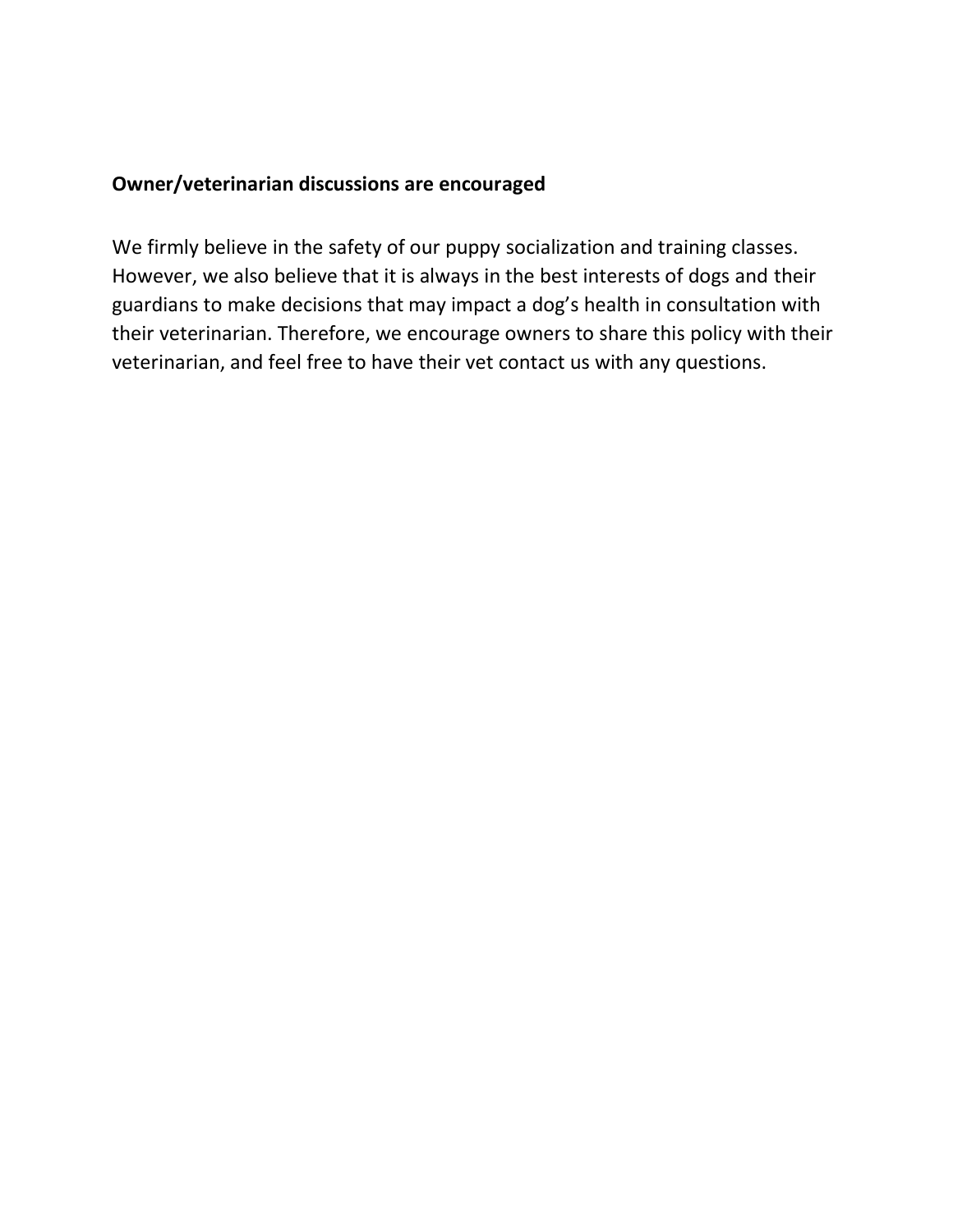**Owner/veterinarian discussions are encouraged**

We firmly believe in the safety of our puppy socialization and training classes. However, we also believe that it is always in the best interests of dogs and their guardians to make decisions that may impact a dog's health in consultation with their veterinarian. Therefore, we encourage owners to share this policy with their veterinarian, and feel free to have their vet contact us with any questions.